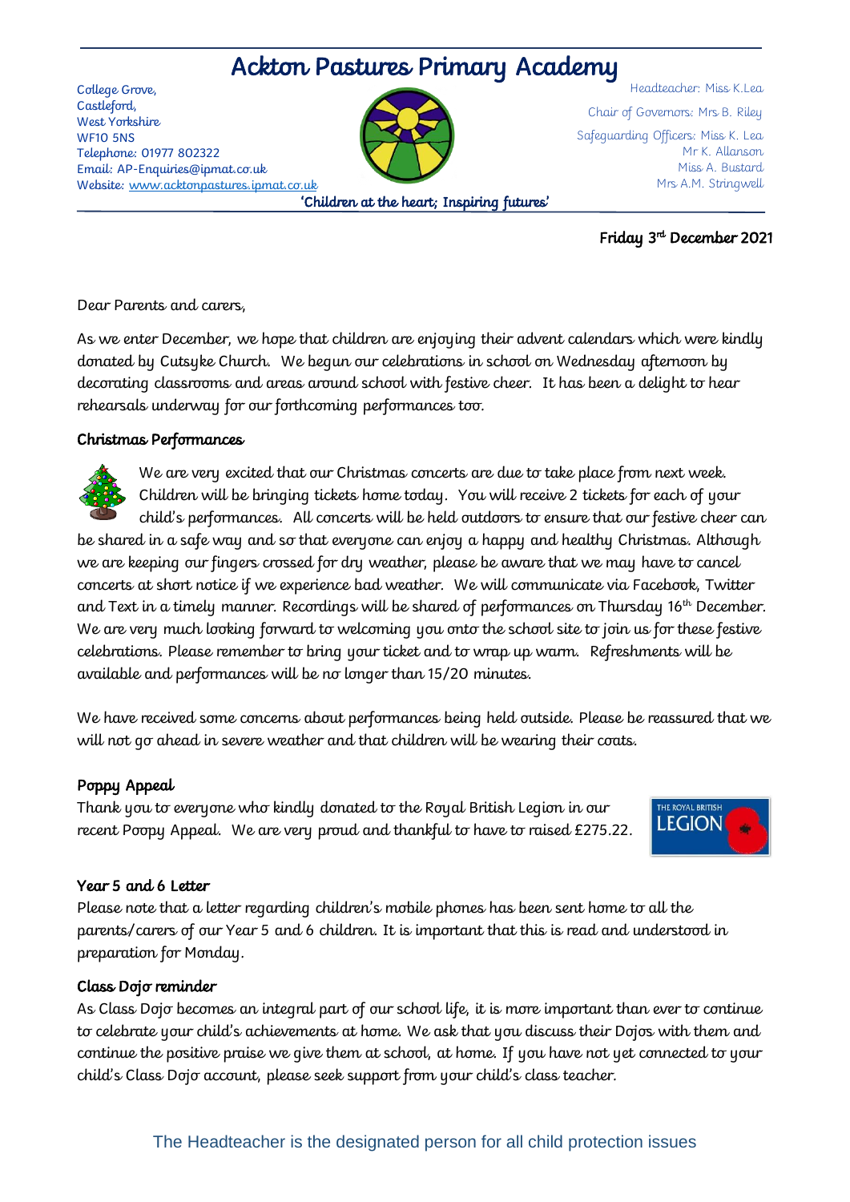# Ackton Pastures Primary Academy

College Grove,
Castleford,
West Yorkshire
WF10 5NS
Telephone: 01977 802322
Email: AP-Enquiries@ipmat.co.uk
Website: www.acktonpastures.ipmat.co.uk

Headteacher: Miss K.Lea
Chair of Governors: Mrs B. Riley
Safeguarding Officers: Miss K. Lea
Mr K. Allanson
Miss A. Bustard
Mrs A.M. Stringwell

**'Children at the heart; Inspiring futures'**

**Friday 3rd December 2021**

Dear Parents and carers,

As we enter December, we hope that children are enjoying their advent calendars which were kindly donated by Cutsyke Church. We begun our celebrations in school on Wednesday afternoon by decorating classrooms and areas around school with festive cheer. It has been a delight to hear rehearsals underway for our forthcoming performances too.

## Christmas Performances

We are very excited that our Christmas concerts are due to take place from next week. Children will be bringing tickets home today. You will receive 2 tickets for each of your child's performances. All concerts will be held outdoors to ensure that our festive cheer can be shared in a safe way and so that everyone can enjoy a happy and healthy Christmas. Although we are keeping our fingers crossed for dry weather, please be aware that we may have to cancel concerts at short notice if we experience bad weather. We will communicate via Facebook, Twitter and Text in a timely manner. Recordings will be shared of performances on Thursday 16th December. We are very much looking forward to welcoming you onto the school site to join us for these festive celebrations. Please remember to bring your ticket and to wrap up warm. Refreshments will be available and performances will be no longer than 15/20 minutes.

We have received some concerns about performances being held outside. Please be reassured that we will not go ahead in severe weather and that children will be wearing their coats.

## Poppy Appeal

Thank you to everyone who kindly donated to the Royal British Legion in our recent Poopy Appeal. We are very proud and thankful to have to raised £275.22.

## Year 5 and 6 Letter

Please note that a letter regarding children's mobile phones has been sent home to all the parents/carers of our Year 5 and 6 children. It is important that this is read and understood in preparation for Monday.

## Class Dojo reminder

As Class Dojo becomes an integral part of our school life, it is more important than ever to continue to celebrate your child's achievements at home. We ask that you discuss their Dojos with them and continue the positive praise we give them at school, at home. If you have not yet connected to your child's Class Dojo account, please seek support from your child's class teacher.

The Headteacher is the designated person for all child protection issues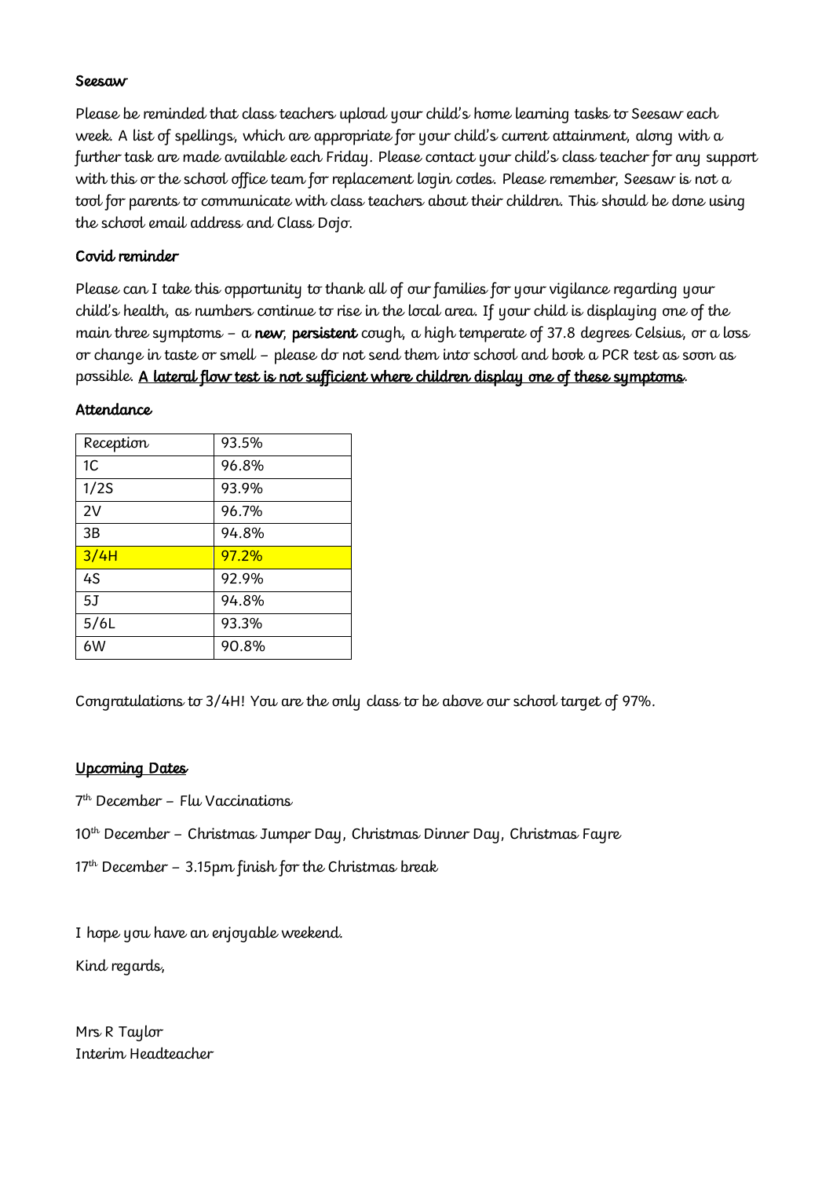### Seesaw

Please be reminded that class teachers upload your child's home learning tasks to Seesaw each week. A list of spellings, which are appropriate for your child's current attainment, along with a further task are made available each Friday. Please contact your child's class teacher for any support with this or the school office team for replacement login codes. Please remember, Seesaw is not a tool for parents to communicate with class teachers about their children. This should be done using the school email address and Class Dojo.

### Covid reminder

Please can I take this opportunity to thank all of our families for your vigilance regarding your child's health, as numbers continue to rise in the local area. If your child is displaying one of the main three symptoms – a **new**, **persistent** cough, a high temperate of 37.8 degrees Celsius, or a loss or change in taste or smell – please do not send them into school and book a PCR test as soon as possible. **A lateral flow test is not sufficient where children display one of these symptoms**.

### Attendance

| | |
|---|---|
| Reception | 93.5% |
| 1C | 96.8% |
| 1/2S | 93.9% |
| 2V | 96.7% |
| 3B | 94.8% |
| 3/4H | 97.2% |
| 4S | 92.9% |
| 5J | 94.8% |
| 5/6L | 93.3% |
| 6W | 90.8% |

Congratulations to 3/4H! You are the only class to be above our school target of 97%.

### Upcoming Dates

7th December – Flu Vaccinations

10th December – Christmas Jumper Day, Christmas Dinner Day, Christmas Fayre

17th December – 3.15pm finish for the Christmas break

I hope you have an enjoyable weekend.

Kind regards,

Mrs R Taylor
Interim Headteacher